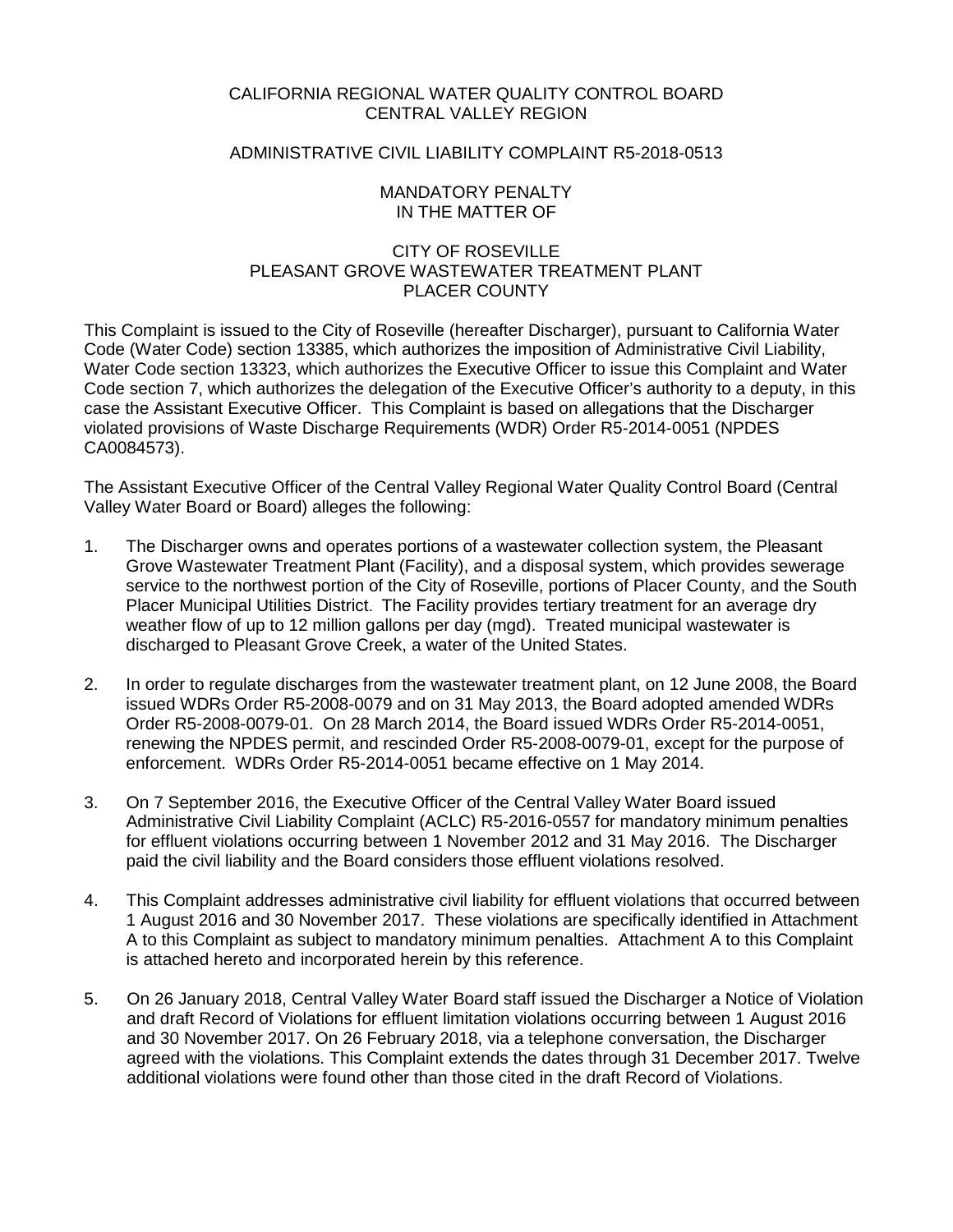# CALIFORNIA REGIONAL WATER QUALITY CONTROL BOARD
# CENTRAL VALLEY REGION

## ADMINISTRATIVE CIVIL LIABILITY COMPLAINT R5-2018-0513

### MANDATORY PENALTY
### IN THE MATTER OF

### CITY OF ROSEVILLE
### PLEASANT GROVE WASTEWATER TREATMENT PLANT
### PLACER COUNTY

This Complaint is issued to the City of Roseville (hereafter Discharger), pursuant to California Water Code (Water Code) section 13385, which authorizes the imposition of Administrative Civil Liability, Water Code section 13323, which authorizes the Executive Officer to issue this Complaint and Water Code section 7, which authorizes the delegation of the Executive Officer's authority to a deputy, in this case the Assistant Executive Officer. This Complaint is based on allegations that the Discharger violated provisions of Waste Discharge Requirements (WDR) Order R5-2014-0051 (NPDES CA0084573).

The Assistant Executive Officer of the Central Valley Regional Water Quality Control Board (Central Valley Water Board or Board) alleges the following:

1. The Discharger owns and operates portions of a wastewater collection system, the Pleasant Grove Wastewater Treatment Plant (Facility), and a disposal system, which provides sewerage service to the northwest portion of the City of Roseville, portions of Placer County, and the South Placer Municipal Utilities District. The Facility provides tertiary treatment for an average dry weather flow of up to 12 million gallons per day (mgd). Treated municipal wastewater is discharged to Pleasant Grove Creek, a water of the United States.

2. In order to regulate discharges from the wastewater treatment plant, on 12 June 2008, the Board issued WDRs Order R5-2008-0079 and on 31 May 2013, the Board adopted amended WDRs Order R5-2008-0079-01. On 28 March 2014, the Board issued WDRs Order R5-2014-0051, renewing the NPDES permit, and rescinded Order R5-2008-0079-01, except for the purpose of enforcement. WDRs Order R5-2014-0051 became effective on 1 May 2014.

3. On 7 September 2016, the Executive Officer of the Central Valley Water Board issued Administrative Civil Liability Complaint (ACLC) R5-2016-0557 for mandatory minimum penalties for effluent violations occurring between 1 November 2012 and 31 May 2016. The Discharger paid the civil liability and the Board considers those effluent violations resolved.

4. This Complaint addresses administrative civil liability for effluent violations that occurred between 1 August 2016 and 30 November 2017. These violations are specifically identified in Attachment A to this Complaint as subject to mandatory minimum penalties. Attachment A to this Complaint is attached hereto and incorporated herein by this reference.

5. On 26 January 2018, Central Valley Water Board staff issued the Discharger a Notice of Violation and draft Record of Violations for effluent limitation violations occurring between 1 August 2016 and 30 November 2017. On 26 February 2018, via a telephone conversation, the Discharger agreed with the violations. This Complaint extends the dates through 31 December 2017. Twelve additional violations were found other than those cited in the draft Record of Violations.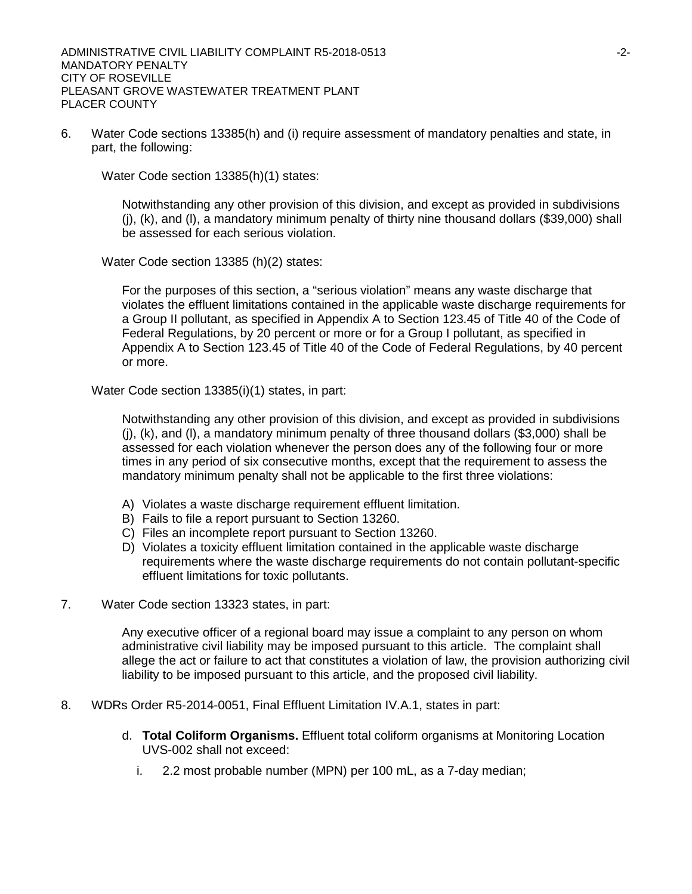6. Water Code sections 13385(h) and (i) require assessment of mandatory penalties and state, in part, the following:

   Water Code section 13385(h)(1) states:

   > Notwithstanding any other provision of this division, and except as provided in subdivisions (j), (k), and (l), a mandatory minimum penalty of thirty nine thousand dollars ($39,000) shall be assessed for each serious violation.

   Water Code section 13385 (h)(2) states:

   > For the purposes of this section, a "serious violation" means any waste discharge that violates the effluent limitations contained in the applicable waste discharge requirements for a Group II pollutant, as specified in Appendix A to Section 123.45 of Title 40 of the Code of Federal Regulations, by 20 percent or more or for a Group I pollutant, as specified in Appendix A to Section 123.45 of Title 40 of the Code of Federal Regulations, by 40 percent or more.

   Water Code section 13385(i)(1) states, in part:

   > Notwithstanding any other provision of this division, and except as provided in subdivisions (j), (k), and (l), a mandatory minimum penalty of three thousand dollars ($3,000) shall be assessed for each violation whenever the person does any of the following four or more times in any period of six consecutive months, except that the requirement to assess the mandatory minimum penalty shall not be applicable to the first three violations:
   >
   > A) Violates a waste discharge requirement effluent limitation.
   > B) Fails to file a report pursuant to Section 13260.
   > C) Files an incomplete report pursuant to Section 13260.
   > D) Violates a toxicity effluent limitation contained in the applicable waste discharge requirements where the waste discharge requirements do not contain pollutant-specific effluent limitations for toxic pollutants.

7. Water Code section 13323 states, in part:

   > Any executive officer of a regional board may issue a complaint to any person on whom administrative civil liability may be imposed pursuant to this article. The complaint shall allege the act or failure to act that constitutes a violation of law, the provision authorizing civil liability to be imposed pursuant to this article, and the proposed civil liability.

8. WDRs Order R5-2014-0051, Final Effluent Limitation IV.A.1, states in part:

   d. **Total Coliform Organisms.** Effluent total coliform organisms at Monitoring Location UVS-002 shall not exceed:

      i. 2.2 most probable number (MPN) per 100 mL, as a 7-day median;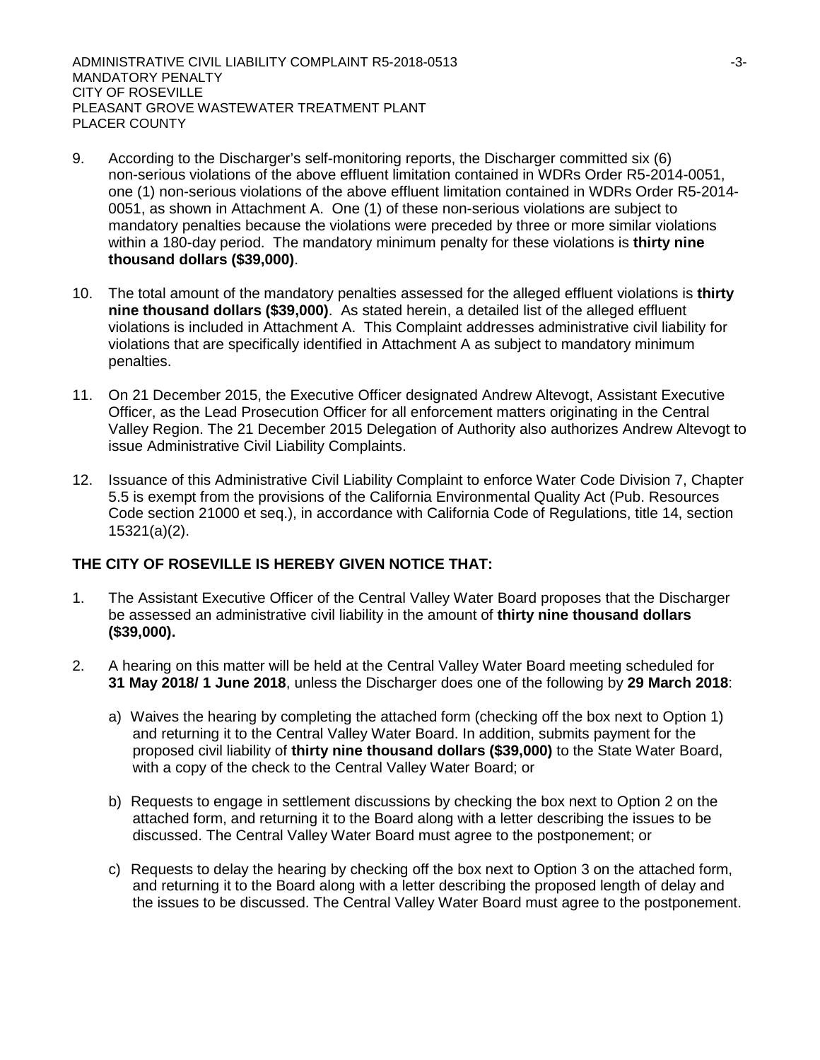9. According to the Discharger's self-monitoring reports, the Discharger committed six (6) non-serious violations of the above effluent limitation contained in WDRs Order R5-2014-0051, one (1) non-serious violations of the above effluent limitation contained in WDRs Order R5-2014-0051, as shown in Attachment A. One (1) of these non-serious violations are subject to mandatory penalties because the violations were preceded by three or more similar violations within a 180-day period. The mandatory minimum penalty for these violations is **thirty nine thousand dollars ($39,000)**.

10. The total amount of the mandatory penalties assessed for the alleged effluent violations is **thirty nine thousand dollars ($39,000)**. As stated herein, a detailed list of the alleged effluent violations is included in Attachment A. This Complaint addresses administrative civil liability for violations that are specifically identified in Attachment A as subject to mandatory minimum penalties.

11. On 21 December 2015, the Executive Officer designated Andrew Altevogt, Assistant Executive Officer, as the Lead Prosecution Officer for all enforcement matters originating in the Central Valley Region. The 21 December 2015 Delegation of Authority also authorizes Andrew Altevogt to issue Administrative Civil Liability Complaints.

12. Issuance of this Administrative Civil Liability Complaint to enforce Water Code Division 7, Chapter 5.5 is exempt from the provisions of the California Environmental Quality Act (Pub. Resources Code section 21000 et seq.), in accordance with California Code of Regulations, title 14, section 15321(a)(2).

**THE CITY OF ROSEVILLE IS HEREBY GIVEN NOTICE THAT:**

1. The Assistant Executive Officer of the Central Valley Water Board proposes that the Discharger be assessed an administrative civil liability in the amount of **thirty nine thousand dollars ($39,000).**

2. A hearing on this matter will be held at the Central Valley Water Board meeting scheduled for **31 May 2018/ 1 June 2018**, unless the Discharger does one of the following by **29 March 2018**:

   a) Waives the hearing by completing the attached form (checking off the box next to Option 1) and returning it to the Central Valley Water Board. In addition, submits payment for the proposed civil liability of **thirty nine thousand dollars ($39,000)** to the State Water Board, with a copy of the check to the Central Valley Water Board; or

   b) Requests to engage in settlement discussions by checking the box next to Option 2 on the attached form, and returning it to the Board along with a letter describing the issues to be discussed. The Central Valley Water Board must agree to the postponement; or

   c) Requests to delay the hearing by checking off the box next to Option 3 on the attached form, and returning it to the Board along with a letter describing the proposed length of delay and the issues to be discussed. The Central Valley Water Board must agree to the postponement.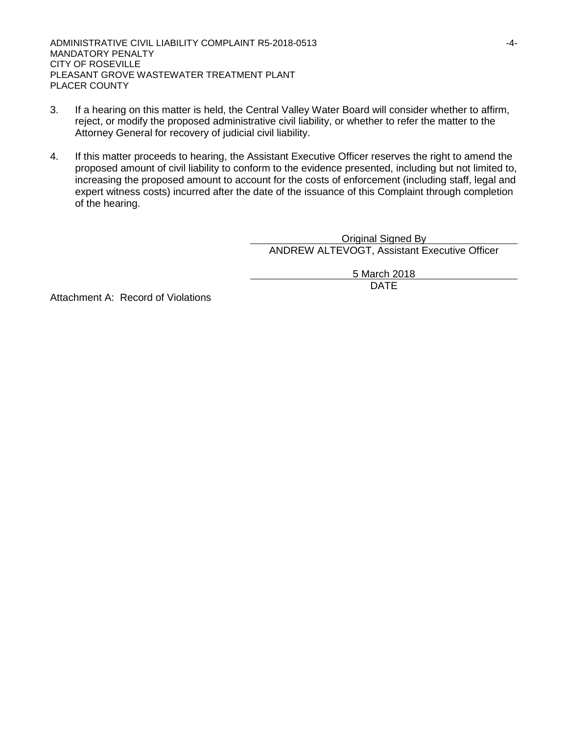3. If a hearing on this matter is held, the Central Valley Water Board will consider whether to affirm, reject, or modify the proposed administrative civil liability, or whether to refer the matter to the Attorney General for recovery of judicial civil liability.

4. If this matter proceeds to hearing, the Assistant Executive Officer reserves the right to amend the proposed amount of civil liability to conform to the evidence presented, including but not limited to, increasing the proposed amount to account for the costs of enforcement (including staff, legal and expert witness costs) incurred after the date of the issuance of this Complaint through completion of the hearing.

Original Signed By
ANDREW ALTEVOGT, Assistant Executive Officer

5 March 2018
DATE

Attachment A: Record of Violations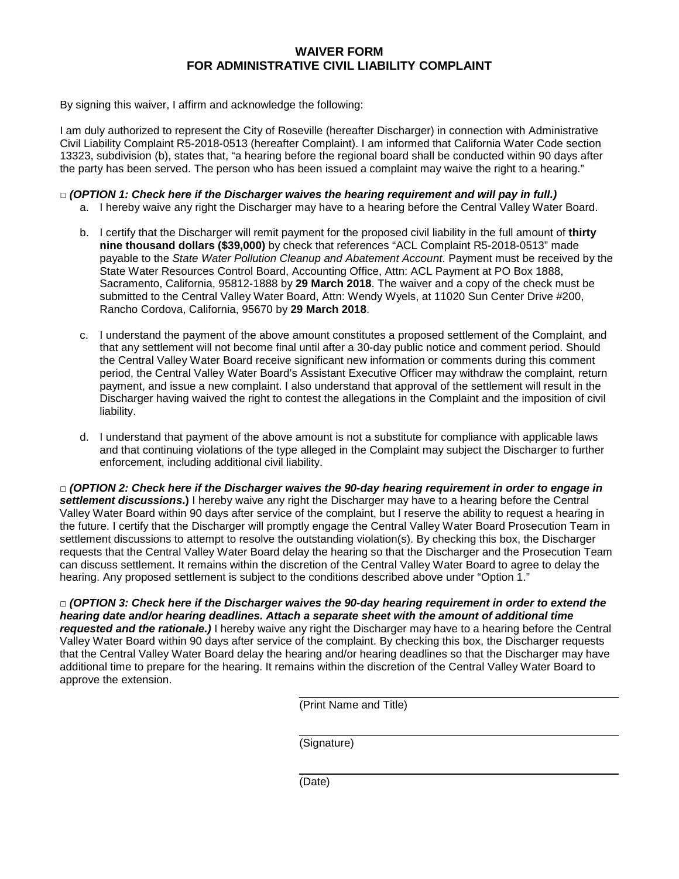# WAIVER FORM
# FOR ADMINISTRATIVE CIVIL LIABILITY COMPLAINT

By signing this waiver, I affirm and acknowledge the following:

I am duly authorized to represent the City of Roseville (hereafter Discharger) in connection with Administrative Civil Liability Complaint R5-2018-0513 (hereafter Complaint). I am informed that California Water Code section 13323, subdivision (b), states that, "a hearing before the regional board shall be conducted within 90 days after the party has been served. The person who has been issued a complaint may waive the right to a hearing."

□ ***(OPTION 1: Check here if the Discharger waives the hearing requirement and will pay in full.)***

a. I hereby waive any right the Discharger may have to a hearing before the Central Valley Water Board.

b. I certify that the Discharger will remit payment for the proposed civil liability in the full amount of **thirty nine thousand dollars ($39,000)** by check that references "ACL Complaint R5-2018-0513" made payable to the *State Water Pollution Cleanup and Abatement Account*. Payment must be received by the State Water Resources Control Board, Accounting Office, Attn: ACL Payment at PO Box 1888, Sacramento, California, 95812-1888 by **29 March 2018**. The waiver and a copy of the check must be submitted to the Central Valley Water Board, Attn: Wendy Wyels, at 11020 Sun Center Drive #200, Rancho Cordova, California, 95670 by **29 March 2018**.

c. I understand the payment of the above amount constitutes a proposed settlement of the Complaint, and that any settlement will not become final until after a 30-day public notice and comment period. Should the Central Valley Water Board receive significant new information or comments during this comment period, the Central Valley Water Board's Assistant Executive Officer may withdraw the complaint, return payment, and issue a new complaint. I also understand that approval of the settlement will result in the Discharger having waived the right to contest the allegations in the Complaint and the imposition of civil liability.

d. I understand that payment of the above amount is not a substitute for compliance with applicable laws and that continuing violations of the type alleged in the Complaint may subject the Discharger to further enforcement, including additional civil liability.

□ ***(OPTION 2: Check here if the Discharger waives the 90-day hearing requirement in order to engage in settlement discussions*.)** I hereby waive any right the Discharger may have to a hearing before the Central Valley Water Board within 90 days after service of the complaint, but I reserve the ability to request a hearing in the future. I certify that the Discharger will promptly engage the Central Valley Water Board Prosecution Team in settlement discussions to attempt to resolve the outstanding violation(s). By checking this box, the Discharger requests that the Central Valley Water Board delay the hearing so that the Discharger and the Prosecution Team can discuss settlement. It remains within the discretion of the Central Valley Water Board to agree to delay the hearing. Any proposed settlement is subject to the conditions described above under "Option 1."

□ ***(OPTION 3: Check here if the Discharger waives the 90-day hearing requirement in order to extend the hearing date and/or hearing deadlines. Attach a separate sheet with the amount of additional time requested and the rationale.)*** I hereby waive any right the Discharger may have to a hearing before the Central Valley Water Board within 90 days after service of the complaint. By checking this box, the Discharger requests that the Central Valley Water Board delay the hearing and/or hearing deadlines so that the Discharger may have additional time to prepare for the hearing. It remains within the discretion of the Central Valley Water Board to approve the extension.

(Print Name and Title)

(Signature)

(Date)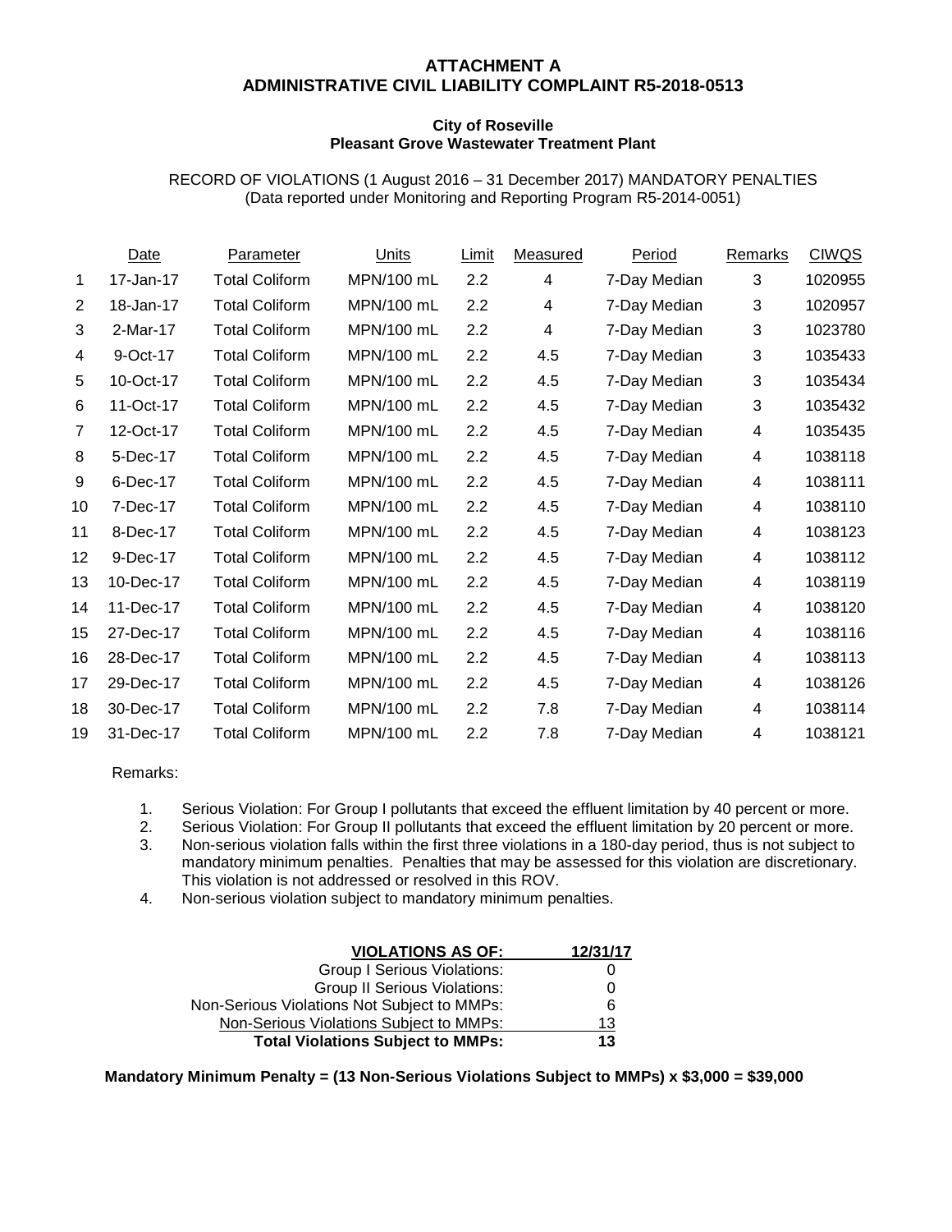## ATTACHMENT A
## ADMINISTRATIVE CIVIL LIABILITY COMPLAINT R5-2018-0513

**City of Roseville**
**Pleasant Grove Wastewater Treatment Plant**

RECORD OF VIOLATIONS (1 August 2016 – 31 December 2017) MANDATORY PENALTIES
(Data reported under Monitoring and Reporting Program R5-2014-0051)

| | Date | Parameter | Units | Limit | Measured | Period | Remarks | CIWQS |
|---|---|---|---|---|---|---|---|---|
| 1 | 17-Jan-17 | Total Coliform | MPN/100 mL | 2.2 | 4 | 7-Day Median | 3 | 1020955 |
| 2 | 18-Jan-17 | Total Coliform | MPN/100 mL | 2.2 | 4 | 7-Day Median | 3 | 1020957 |
| 3 | 2-Mar-17 | Total Coliform | MPN/100 mL | 2.2 | 4 | 7-Day Median | 3 | 1023780 |
| 4 | 9-Oct-17 | Total Coliform | MPN/100 mL | 2.2 | 4.5 | 7-Day Median | 3 | 1035433 |
| 5 | 10-Oct-17 | Total Coliform | MPN/100 mL | 2.2 | 4.5 | 7-Day Median | 3 | 1035434 |
| 6 | 11-Oct-17 | Total Coliform | MPN/100 mL | 2.2 | 4.5 | 7-Day Median | 3 | 1035432 |
| 7 | 12-Oct-17 | Total Coliform | MPN/100 mL | 2.2 | 4.5 | 7-Day Median | 4 | 1035435 |
| 8 | 5-Dec-17 | Total Coliform | MPN/100 mL | 2.2 | 4.5 | 7-Day Median | 4 | 1038118 |
| 9 | 6-Dec-17 | Total Coliform | MPN/100 mL | 2.2 | 4.5 | 7-Day Median | 4 | 1038111 |
| 10 | 7-Dec-17 | Total Coliform | MPN/100 mL | 2.2 | 4.5 | 7-Day Median | 4 | 1038110 |
| 11 | 8-Dec-17 | Total Coliform | MPN/100 mL | 2.2 | 4.5 | 7-Day Median | 4 | 1038123 |
| 12 | 9-Dec-17 | Total Coliform | MPN/100 mL | 2.2 | 4.5 | 7-Day Median | 4 | 1038112 |
| 13 | 10-Dec-17 | Total Coliform | MPN/100 mL | 2.2 | 4.5 | 7-Day Median | 4 | 1038119 |
| 14 | 11-Dec-17 | Total Coliform | MPN/100 mL | 2.2 | 4.5 | 7-Day Median | 4 | 1038120 |
| 15 | 27-Dec-17 | Total Coliform | MPN/100 mL | 2.2 | 4.5 | 7-Day Median | 4 | 1038116 |
| 16 | 28-Dec-17 | Total Coliform | MPN/100 mL | 2.2 | 4.5 | 7-Day Median | 4 | 1038113 |
| 17 | 29-Dec-17 | Total Coliform | MPN/100 mL | 2.2 | 4.5 | 7-Day Median | 4 | 1038126 |
| 18 | 30-Dec-17 | Total Coliform | MPN/100 mL | 2.2 | 7.8 | 7-Day Median | 4 | 1038114 |
| 19 | 31-Dec-17 | Total Coliform | MPN/100 mL | 2.2 | 7.8 | 7-Day Median | 4 | 1038121 |

Remarks:

1. Serious Violation: For Group I pollutants that exceed the effluent limitation by 40 percent or more.
2. Serious Violation: For Group II pollutants that exceed the effluent limitation by 20 percent or more.
3. Non-serious violation falls within the first three violations in a 180-day period, thus is not subject to mandatory minimum penalties. Penalties that may be assessed for this violation are discretionary. This violation is not addressed or resolved in this ROV.
4. Non-serious violation subject to mandatory minimum penalties.

| VIOLATIONS AS OF: | 12/31/17 |
|---|---|
| Group I Serious Violations: | 0 |
| Group II Serious Violations: | 0 |
| Non-Serious Violations Not Subject to MMPs: | 6 |
| Non-Serious Violations Subject to MMPs: | 13 |
| **Total Violations Subject to MMPs:** | **13** |

**Mandatory Minimum Penalty = (13 Non-Serious Violations Subject to MMPs) x $3,000 = $39,000**